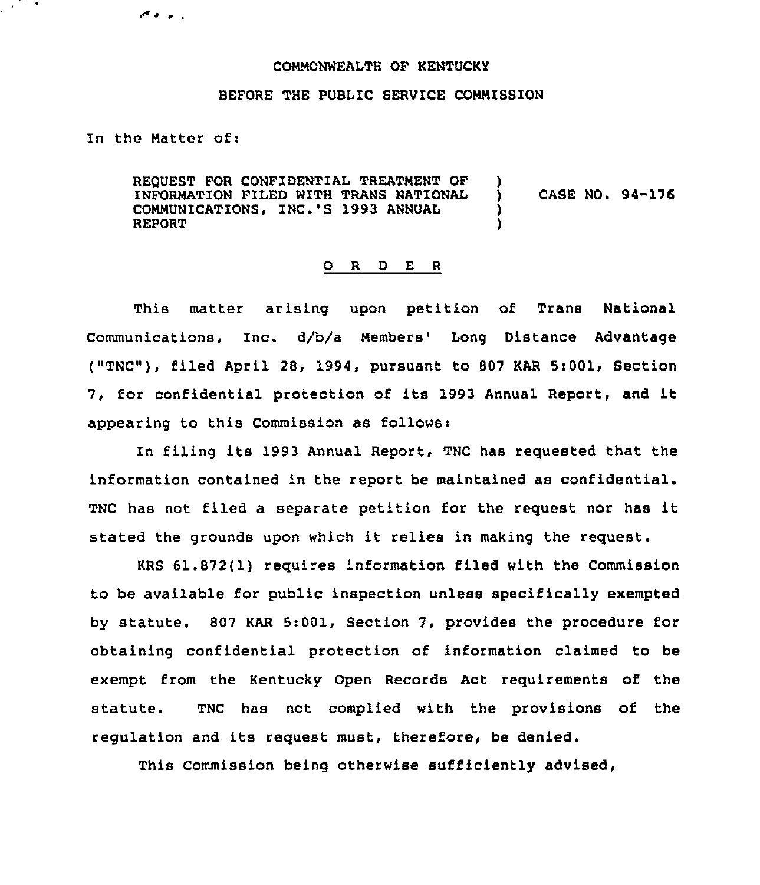COMMONWEALTH OF KENTUCKY

BEFORE THE PUBLIC SERVICE COMMISSION

In the Matter of:

| | | |
|---|---|---|
| REQUEST FOR CONFIDENTIAL TREATMENT OF INFORMATION FILED WITH TRANS NATIONAL COMMUNICATIONS, INC.'S 1993 ANNUAL REPORT | ) ) ) ) | CASE NO. 94-176 |

O R D E R

This matter arising upon petition of Trans National Communications, Inc. d/b/a Members' Long Distance Advantage ("TNC"), filed April 28, 1994, pursuant to 807 KAR 5:001, Section 7, for confidential protection of its 1993 Annual Report, and it appearing to this Commission as follows:

In filing its 1993 Annual Report, TNC has requested that the information contained in the report be maintained as confidential. TNC has not filed a separate petition for the request nor has it stated the grounds upon which it relies in making the request.

KRS 61.872(1) requires information filed with the Commission to be available for public inspection unless specifically exempted by statute. 807 KAR 5:001, Section 7, provides the procedure for obtaining confidential protection of information claimed to be exempt from the Kentucky Open Records Act requirements of the statute. TNC has not complied with the provisions of the regulation and its request must, therefore, be denied.

This Commission being otherwise sufficiently advised,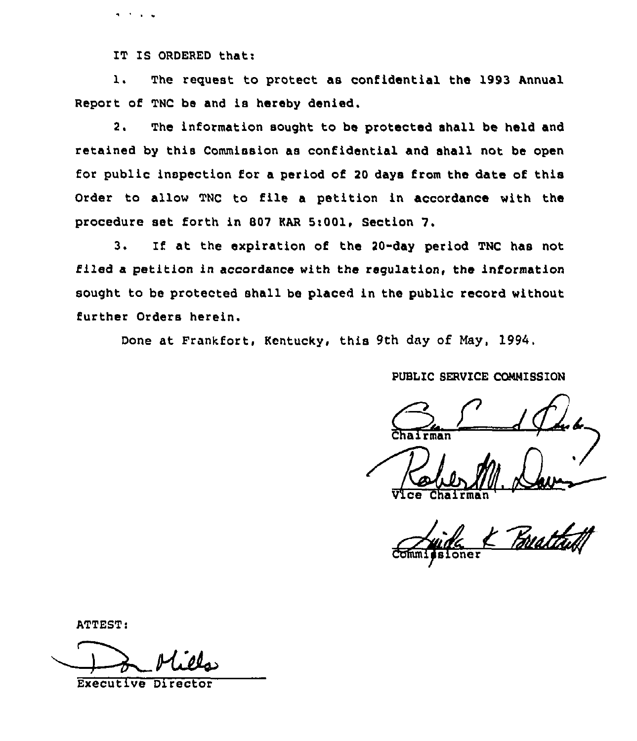IT IS ORDERED that:

1. The request to protect as confidential the 1993 Annual Report of TNC be and is hereby denied.

2. The information sought to be protected shall be held and retained by this Commission as confidential and shall not be open for public inspection for a period of 20 days from the date of this Order to allow TNC to file a petition in accordance with the procedure set forth in 807 KAR 5:001, Section 7.

3. If at the expiration of the 20-day period TNC has not filed a petition in accordance with the regulation, the information sought to be protected shall be placed in the public record without further Orders herein.

Done at Frankfort, Kentucky, this 9th day of May, 1994.

PUBLIC SERVICE COMMISSION

Chairman

Vice Chairman

Commissioner

ATTEST:

Executive Director